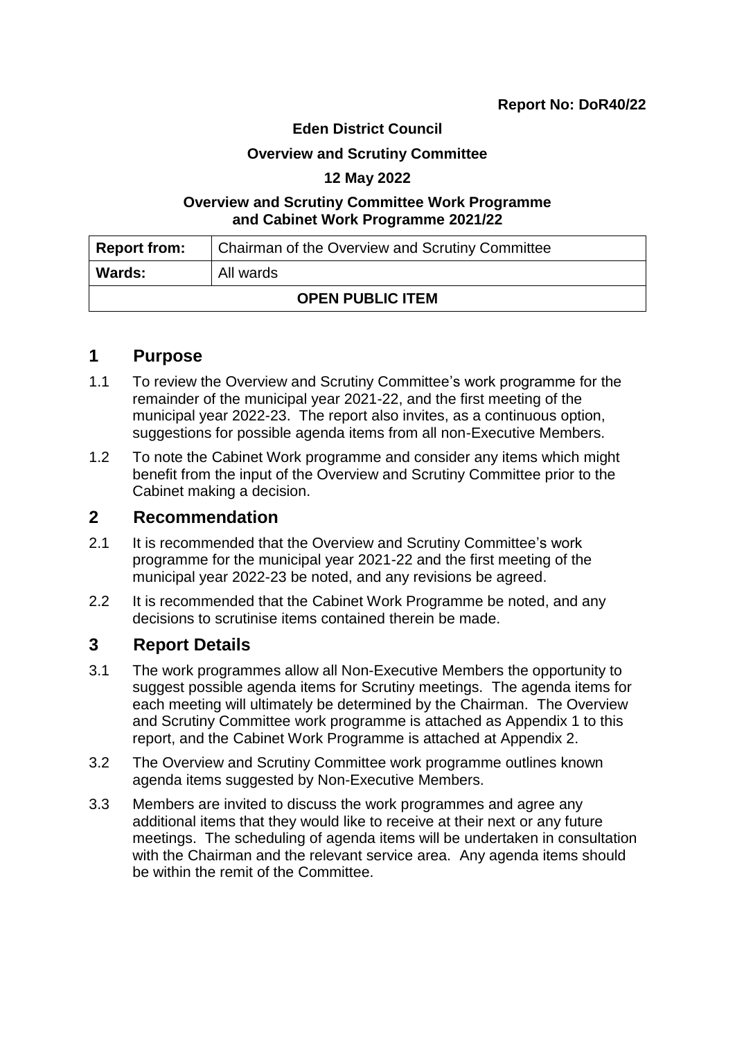**Report No: DoR40/22**

**Eden District Council**

**Overview and Scrutiny Committee**

**12 May 2022**

**Overview and Scrutiny Committee Work Programme and Cabinet Work Programme 2021/22**

| **Report from:** | Chairman of the Overview and Scrutiny Committee |
|---|---|
| **Wards:** | All wards |
| **OPEN PUBLIC ITEM** | |

## 1 Purpose

1.1 To review the Overview and Scrutiny Committee's work programme for the remainder of the municipal year 2021-22, and the first meeting of the municipal year 2022-23. The report also invites, as a continuous option, suggestions for possible agenda items from all non-Executive Members.

1.2 To note the Cabinet Work programme and consider any items which might benefit from the input of the Overview and Scrutiny Committee prior to the Cabinet making a decision.

## 2 Recommendation

2.1 It is recommended that the Overview and Scrutiny Committee's work programme for the municipal year 2021-22 and the first meeting of the municipal year 2022-23 be noted, and any revisions be agreed.

2.2 It is recommended that the Cabinet Work Programme be noted, and any decisions to scrutinise items contained therein be made.

## 3 Report Details

3.1 The work programmes allow all Non-Executive Members the opportunity to suggest possible agenda items for Scrutiny meetings. The agenda items for each meeting will ultimately be determined by the Chairman. The Overview and Scrutiny Committee work programme is attached as Appendix 1 to this report, and the Cabinet Work Programme is attached at Appendix 2.

3.2 The Overview and Scrutiny Committee work programme outlines known agenda items suggested by Non-Executive Members.

3.3 Members are invited to discuss the work programmes and agree any additional items that they would like to receive at their next or any future meetings. The scheduling of agenda items will be undertaken in consultation with the Chairman and the relevant service area. Any agenda items should be within the remit of the Committee.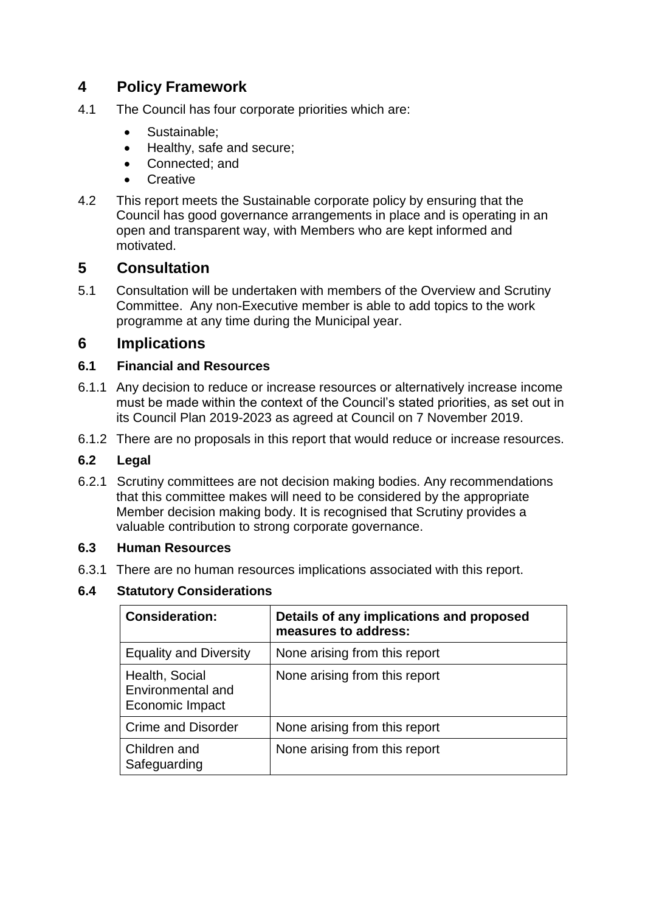## 4 Policy Framework

4.1 The Council has four corporate priorities which are:

- Sustainable;
- Healthy, safe and secure;
- Connected; and
- Creative

4.2 This report meets the Sustainable corporate policy by ensuring that the Council has good governance arrangements in place and is operating in an open and transparent way, with Members who are kept informed and motivated.

## 5 Consultation

5.1 Consultation will be undertaken with members of the Overview and Scrutiny Committee. Any non-Executive member is able to add topics to the work programme at any time during the Municipal year.

## 6 Implications

### 6.1 Financial and Resources

6.1.1 Any decision to reduce or increase resources or alternatively increase income must be made within the context of the Council's stated priorities, as set out in its Council Plan 2019-2023 as agreed at Council on 7 November 2019.

6.1.2 There are no proposals in this report that would reduce or increase resources.

### 6.2 Legal

6.2.1 Scrutiny committees are not decision making bodies. Any recommendations that this committee makes will need to be considered by the appropriate Member decision making body. It is recognised that Scrutiny provides a valuable contribution to strong corporate governance.

### 6.3 Human Resources

6.3.1 There are no human resources implications associated with this report.

### 6.4 Statutory Considerations

| Consideration: | Details of any implications and proposed measures to address: |
|---|---|
| Equality and Diversity | None arising from this report |
| Health, Social Environmental and Economic Impact | None arising from this report |
| Crime and Disorder | None arising from this report |
| Children and Safeguarding | None arising from this report |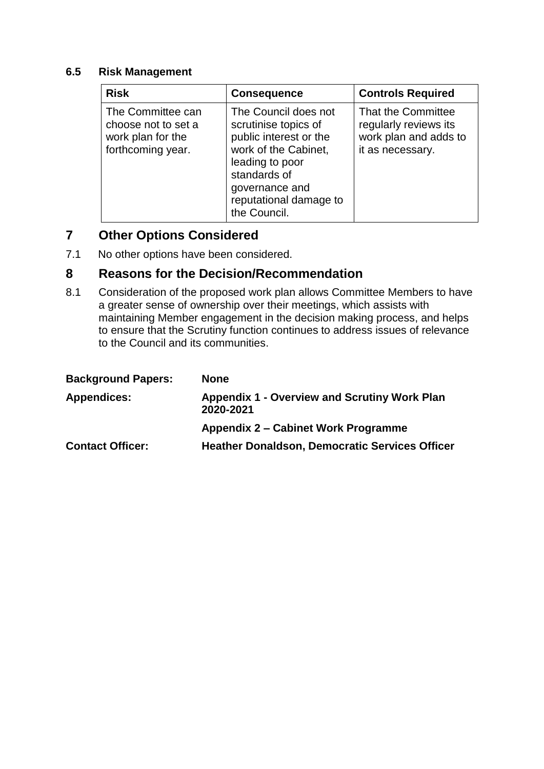### 6.5 Risk Management

| Risk | Consequence | Controls Required |
|---|---|---|
| The Committee can choose not to set a work plan for the forthcoming year. | The Council does not scrutinise topics of public interest or the work of the Cabinet, leading to poor standards of governance and reputational damage to the Council. | That the Committee regularly reviews its work plan and adds to it as necessary. |

## 7 Other Options Considered

7.1 No other options have been considered.

## 8 Reasons for the Decision/Recommendation

8.1 Consideration of the proposed work plan allows Committee Members to have a greater sense of ownership over their meetings, which assists with maintaining Member engagement in the decision making process, and helps to ensure that the Scrutiny function continues to address issues of relevance to the Council and its communities.

**Background Papers:** **None**

**Appendices:** **Appendix 1 - Overview and Scrutiny Work Plan 2020-2021**

**Appendix 2 – Cabinet Work Programme**

**Contact Officer:** **Heather Donaldson, Democratic Services Officer**